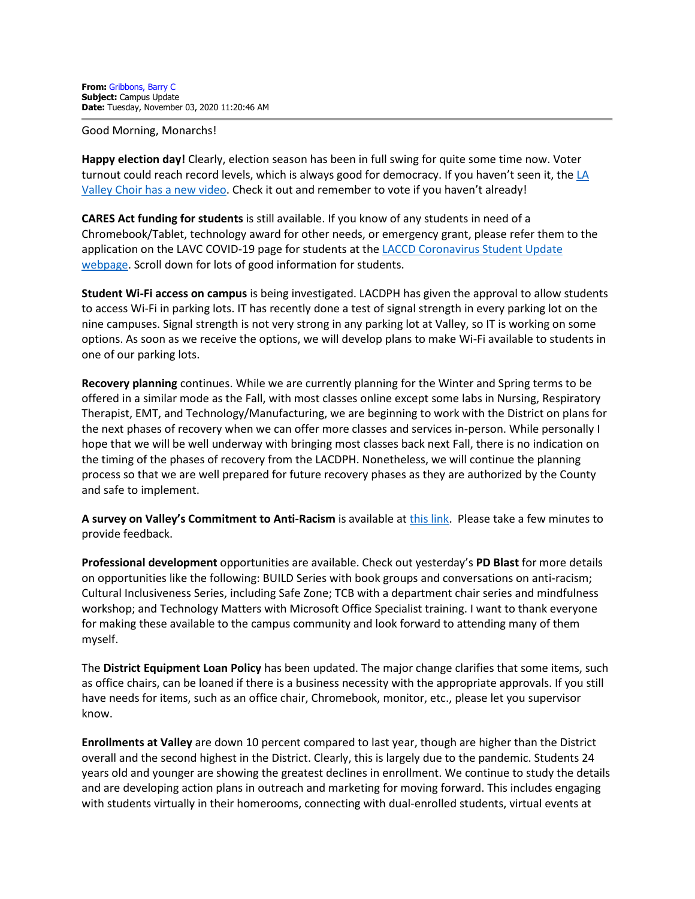**From:** Gribbons, Barry C
**Subject:** Campus Update
**Date:** Tuesday, November 03, 2020 11:20:46 AM

---

Good Morning, Monarchs!

**Happy election day!** Clearly, election season has been in full swing for quite some time now. Voter turnout could reach record levels, which is always good for democracy. If you haven't seen it, the LA Valley Choir has a new video. Check it out and remember to vote if you haven't already!

**CARES Act funding for students** is still available. If you know of any students in need of a Chromebook/Tablet, technology award for other needs, or emergency grant, please refer them to the application on the LAVC COVID-19 page for students at the LACCD Coronavirus Student Update webpage. Scroll down for lots of good information for students.

**Student Wi-Fi access on campus** is being investigated. LACDPH has given the approval to allow students to access Wi-Fi in parking lots. IT has recently done a test of signal strength in every parking lot on the nine campuses. Signal strength is not very strong in any parking lot at Valley, so IT is working on some options. As soon as we receive the options, we will develop plans to make Wi-Fi available to students in one of our parking lots.

**Recovery planning** continues. While we are currently planning for the Winter and Spring terms to be offered in a similar mode as the Fall, with most classes online except some labs in Nursing, Respiratory Therapist, EMT, and Technology/Manufacturing, we are beginning to work with the District on plans for the next phases of recovery when we can offer more classes and services in-person. While personally I hope that we will be well underway with bringing most classes back next Fall, there is no indication on the timing of the phases of recovery from the LACDPH. Nonetheless, we will continue the planning process so that we are well prepared for future recovery phases as they are authorized by the County and safe to implement.

**A survey on Valley's Commitment to Anti-Racism** is available at this link. Please take a few minutes to provide feedback.

**Professional development** opportunities are available. Check out yesterday's **PD Blast** for more details on opportunities like the following: BUILD Series with book groups and conversations on anti-racism; Cultural Inclusiveness Series, including Safe Zone; TCB with a department chair series and mindfulness workshop; and Technology Matters with Microsoft Office Specialist training. I want to thank everyone for making these available to the campus community and look forward to attending many of them myself.

The **District Equipment Loan Policy** has been updated. The major change clarifies that some items, such as office chairs, can be loaned if there is a business necessity with the appropriate approvals. If you still have needs for items, such as an office chair, Chromebook, monitor, etc., please let you supervisor know.

**Enrollments at Valley** are down 10 percent compared to last year, though are higher than the District overall and the second highest in the District. Clearly, this is largely due to the pandemic. Students 24 years old and younger are showing the greatest declines in enrollment. We continue to study the details and are developing action plans in outreach and marketing for moving forward. This includes engaging with students virtually in their homerooms, connecting with dual-enrolled students, virtual events at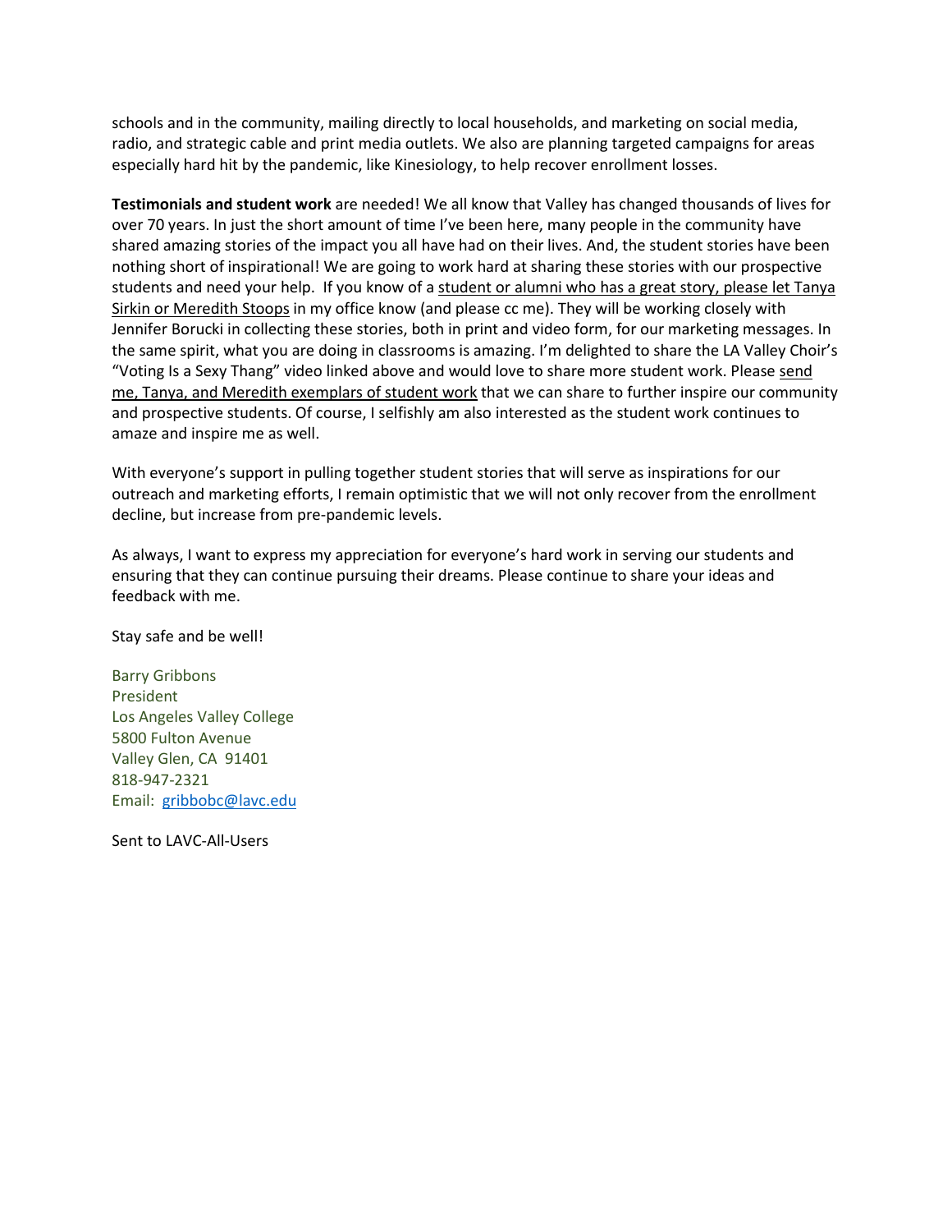schools and in the community, mailing directly to local households, and marketing on social media, radio, and strategic cable and print media outlets. We also are planning targeted campaigns for areas especially hard hit by the pandemic, like Kinesiology, to help recover enrollment losses.

**Testimonials and student work** are needed! We all know that Valley has changed thousands of lives for over 70 years. In just the short amount of time I've been here, many people in the community have shared amazing stories of the impact you all have had on their lives. And, the student stories have been nothing short of inspirational! We are going to work hard at sharing these stories with our prospective students and need your help. If you know of a student or alumni who has a great story, please let Tanya Sirkin or Meredith Stoops in my office know (and please cc me). They will be working closely with Jennifer Borucki in collecting these stories, both in print and video form, for our marketing messages. In the same spirit, what you are doing in classrooms is amazing. I'm delighted to share the LA Valley Choir's "Voting Is a Sexy Thang" video linked above and would love to share more student work. Please send me, Tanya, and Meredith exemplars of student work that we can share to further inspire our community and prospective students. Of course, I selfishly am also interested as the student work continues to amaze and inspire me as well.

With everyone's support in pulling together student stories that will serve as inspirations for our outreach and marketing efforts, I remain optimistic that we will not only recover from the enrollment decline, but increase from pre-pandemic levels.

As always, I want to express my appreciation for everyone's hard work in serving our students and ensuring that they can continue pursuing their dreams. Please continue to share your ideas and feedback with me.

Stay safe and be well!

Barry Gribbons
President
Los Angeles Valley College
5800 Fulton Avenue
Valley Glen, CA 91401
818-947-2321
Email: gribbobc@lavc.edu

Sent to LAVC-All-Users